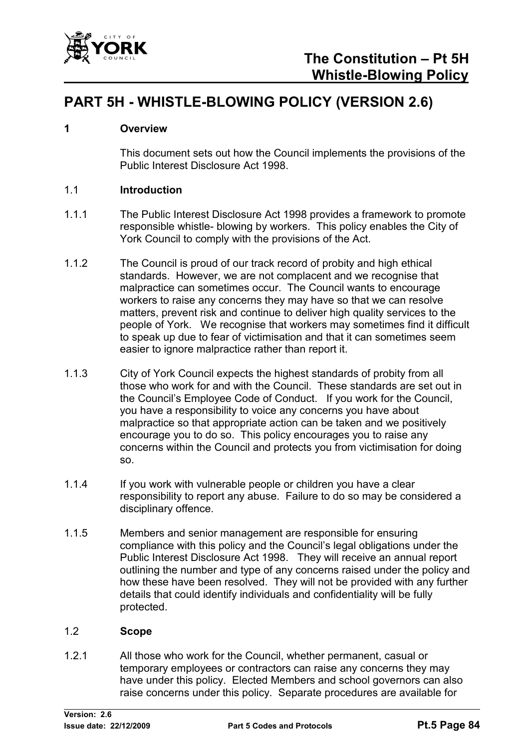# PART 5H - WHISTLE-BLOWING POLICY (VERSION 2.6)

## 1 Overview

This document sets out how the Council implements the provisions of the Public Interest Disclosure Act 1998.

### 1.1 Introduction

1.1.1 The Public Interest Disclosure Act 1998 provides a framework to promote responsible whistle- blowing by workers. This policy enables the City of York Council to comply with the provisions of the Act.

1.1.2 The Council is proud of our track record of probity and high ethical standards. However, we are not complacent and we recognise that malpractice can sometimes occur. The Council wants to encourage workers to raise any concerns they may have so that we can resolve matters, prevent risk and continue to deliver high quality services to the people of York. We recognise that workers may sometimes find it difficult to speak up due to fear of victimisation and that it can sometimes seem easier to ignore malpractice rather than report it.

1.1.3 City of York Council expects the highest standards of probity from all those who work for and with the Council. These standards are set out in the Council's Employee Code of Conduct. If you work for the Council, you have a responsibility to voice any concerns you have about malpractice so that appropriate action can be taken and we positively encourage you to do so. This policy encourages you to raise any concerns within the Council and protects you from victimisation for doing so.

1.1.4 If you work with vulnerable people or children you have a clear responsibility to report any abuse. Failure to do so may be considered a disciplinary offence.

1.1.5 Members and senior management are responsible for ensuring compliance with this policy and the Council's legal obligations under the Public Interest Disclosure Act 1998. They will receive an annual report outlining the number and type of any concerns raised under the policy and how these have been resolved. They will not be provided with any further details that could identify individuals and confidentiality will be fully protected.

### 1.2 Scope

1.2.1 All those who work for the Council, whether permanent, casual or temporary employees or contractors can raise any concerns they may have under this policy. Elected Members and school governors can also raise concerns under this policy. Separate procedures are available for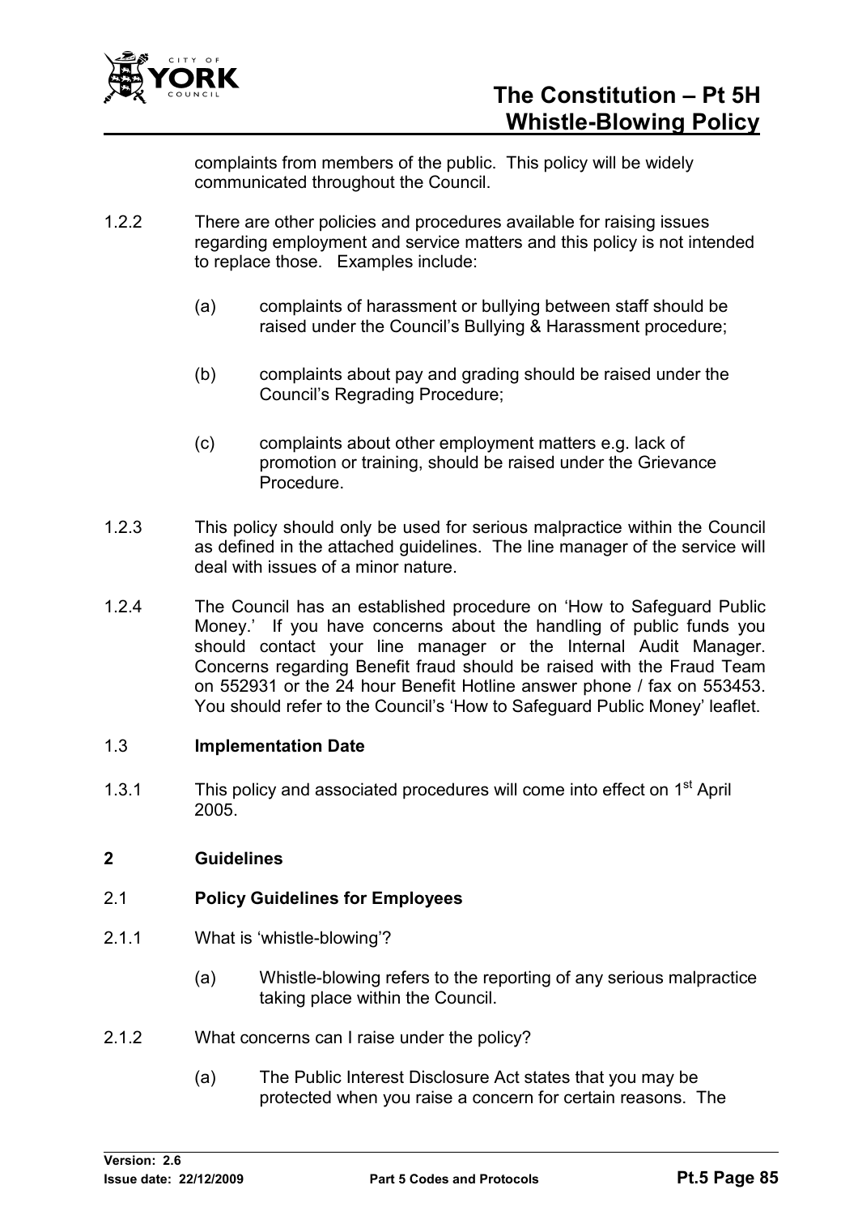complaints from members of the public. This policy will be widely communicated throughout the Council.

1.2.2 There are other policies and procedures available for raising issues regarding employment and service matters and this policy is not intended to replace those. Examples include:

(a) complaints of harassment or bullying between staff should be raised under the Council's Bullying & Harassment procedure;

(b) complaints about pay and grading should be raised under the Council's Regrading Procedure;

(c) complaints about other employment matters e.g. lack of promotion or training, should be raised under the Grievance Procedure.

1.2.3 This policy should only be used for serious malpractice within the Council as defined in the attached guidelines. The line manager of the service will deal with issues of a minor nature.

1.2.4 The Council has an established procedure on 'How to Safeguard Public Money.' If you have concerns about the handling of public funds you should contact your line manager or the Internal Audit Manager. Concerns regarding Benefit fraud should be raised with the Fraud Team on 552931 or the 24 hour Benefit Hotline answer phone / fax on 553453. You should refer to the Council's 'How to Safeguard Public Money' leaflet.

### 1.3 Implementation Date

1.3.1 This policy and associated procedures will come into effect on 1st April 2005.

## 2 Guidelines

### 2.1 Policy Guidelines for Employees

2.1.1 What is 'whistle-blowing'?

(a) Whistle-blowing refers to the reporting of any serious malpractice taking place within the Council.

2.1.2 What concerns can I raise under the policy?

(a) The Public Interest Disclosure Act states that you may be protected when you raise a concern for certain reasons. The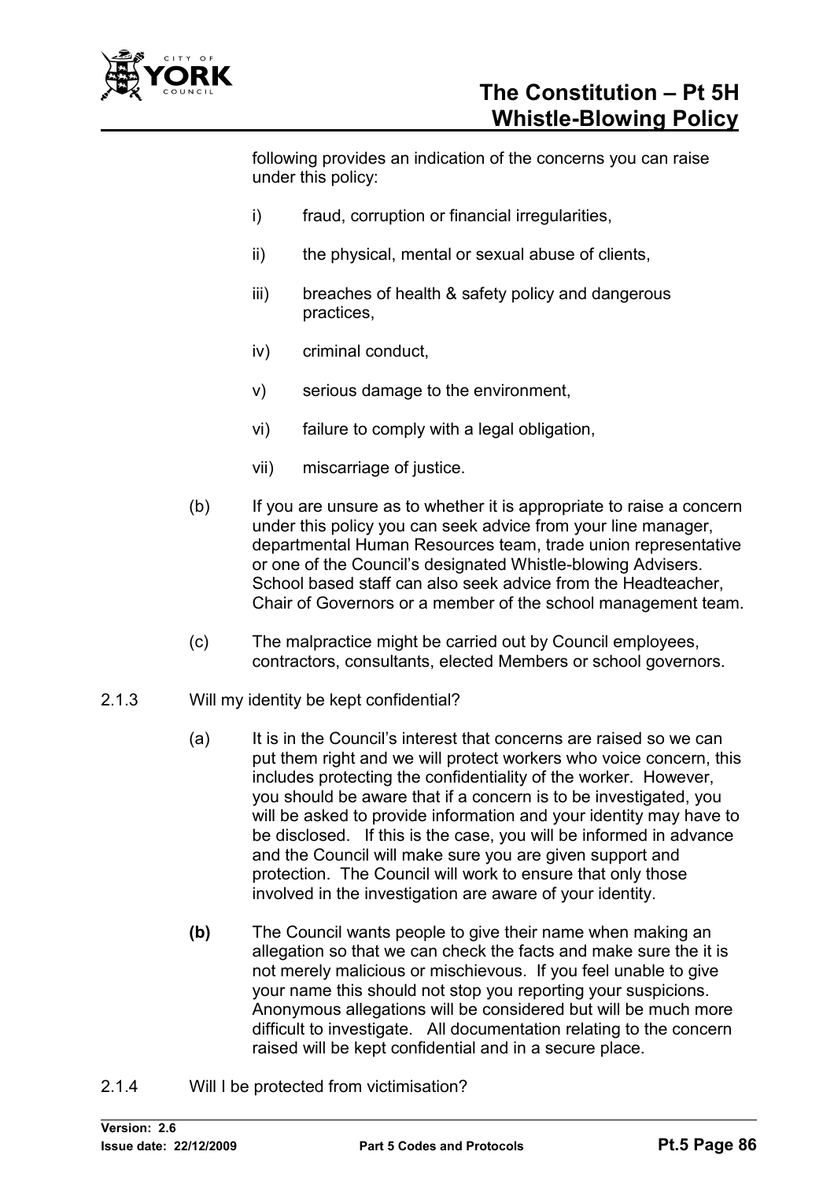following provides an indication of the concerns you can raise under this policy:

i) fraud, corruption or financial irregularities,

ii) the physical, mental or sexual abuse of clients,

iii) breaches of health & safety policy and dangerous practices,

iv) criminal conduct,

v) serious damage to the environment,

vi) failure to comply with a legal obligation,

vii) miscarriage of justice.

(b) If you are unsure as to whether it is appropriate to raise a concern under this policy you can seek advice from your line manager, departmental Human Resources team, trade union representative or one of the Council's designated Whistle-blowing Advisers. School based staff can also seek advice from the Headteacher, Chair of Governors or a member of the school management team.

(c) The malpractice might be carried out by Council employees, contractors, consultants, elected Members or school governors.

2.1.3 Will my identity be kept confidential?

(a) It is in the Council's interest that concerns are raised so we can put them right and we will protect workers who voice concern, this includes protecting the confidentiality of the worker. However, you should be aware that if a concern is to be investigated, you will be asked to provide information and your identity may have to be disclosed. If this is the case, you will be informed in advance and the Council will make sure you are given support and protection. The Council will work to ensure that only those involved in the investigation are aware of your identity.

**(b)** The Council wants people to give their name when making an allegation so that we can check the facts and make sure the it is not merely malicious or mischievous. If you feel unable to give your name this should not stop you reporting your suspicions. Anonymous allegations will be considered but will be much more difficult to investigate. All documentation relating to the concern raised will be kept confidential and in a secure place.

2.1.4 Will I be protected from victimisation?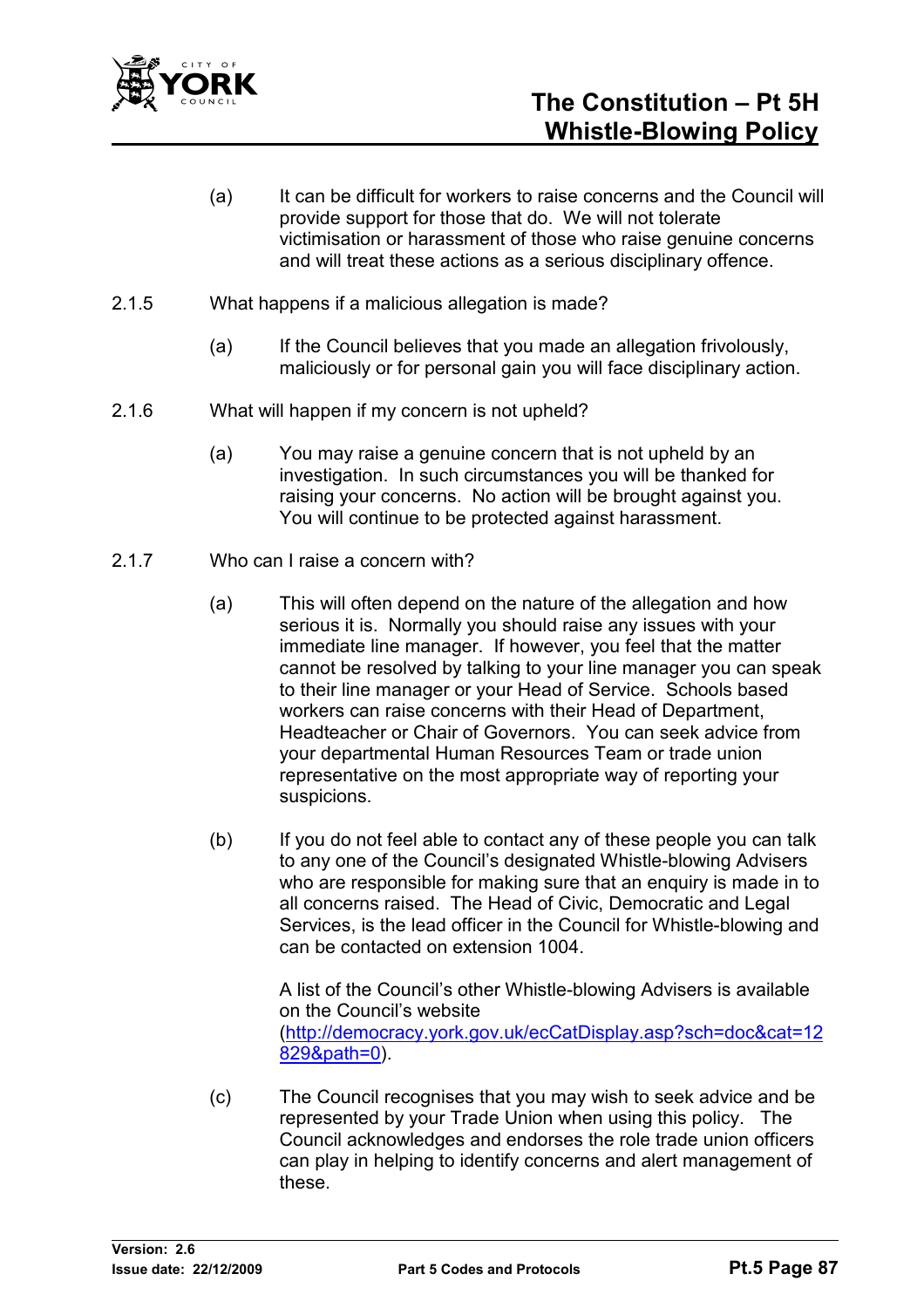(a) It can be difficult for workers to raise concerns and the Council will provide support for those that do. We will not tolerate victimisation or harassment of those who raise genuine concerns and will treat these actions as a serious disciplinary offence.

2.1.5 What happens if a malicious allegation is made?

(a) If the Council believes that you made an allegation frivolously, maliciously or for personal gain you will face disciplinary action.

2.1.6 What will happen if my concern is not upheld?

(a) You may raise a genuine concern that is not upheld by an investigation. In such circumstances you will be thanked for raising your concerns. No action will be brought against you. You will continue to be protected against harassment.

2.1.7 Who can I raise a concern with?

(a) This will often depend on the nature of the allegation and how serious it is. Normally you should raise any issues with your immediate line manager. If however, you feel that the matter cannot be resolved by talking to your line manager you can speak to their line manager or your Head of Service. Schools based workers can raise concerns with their Head of Department, Headteacher or Chair of Governors. You can seek advice from your departmental Human Resources Team or trade union representative on the most appropriate way of reporting your suspicions.

(b) If you do not feel able to contact any of these people you can talk to any one of the Council's designated Whistle-blowing Advisers who are responsible for making sure that an enquiry is made in to all concerns raised. The Head of Civic, Democratic and Legal Services, is the lead officer in the Council for Whistle-blowing and can be contacted on extension 1004.

A list of the Council's other Whistle-blowing Advisers is available on the Council's website (http://democracy.york.gov.uk/ecCatDisplay.asp?sch=doc&cat=12829&path=0).

(c) The Council recognises that you may wish to seek advice and be represented by your Trade Union when using this policy. The Council acknowledges and endorses the role trade union officers can play in helping to identify concerns and alert management of these.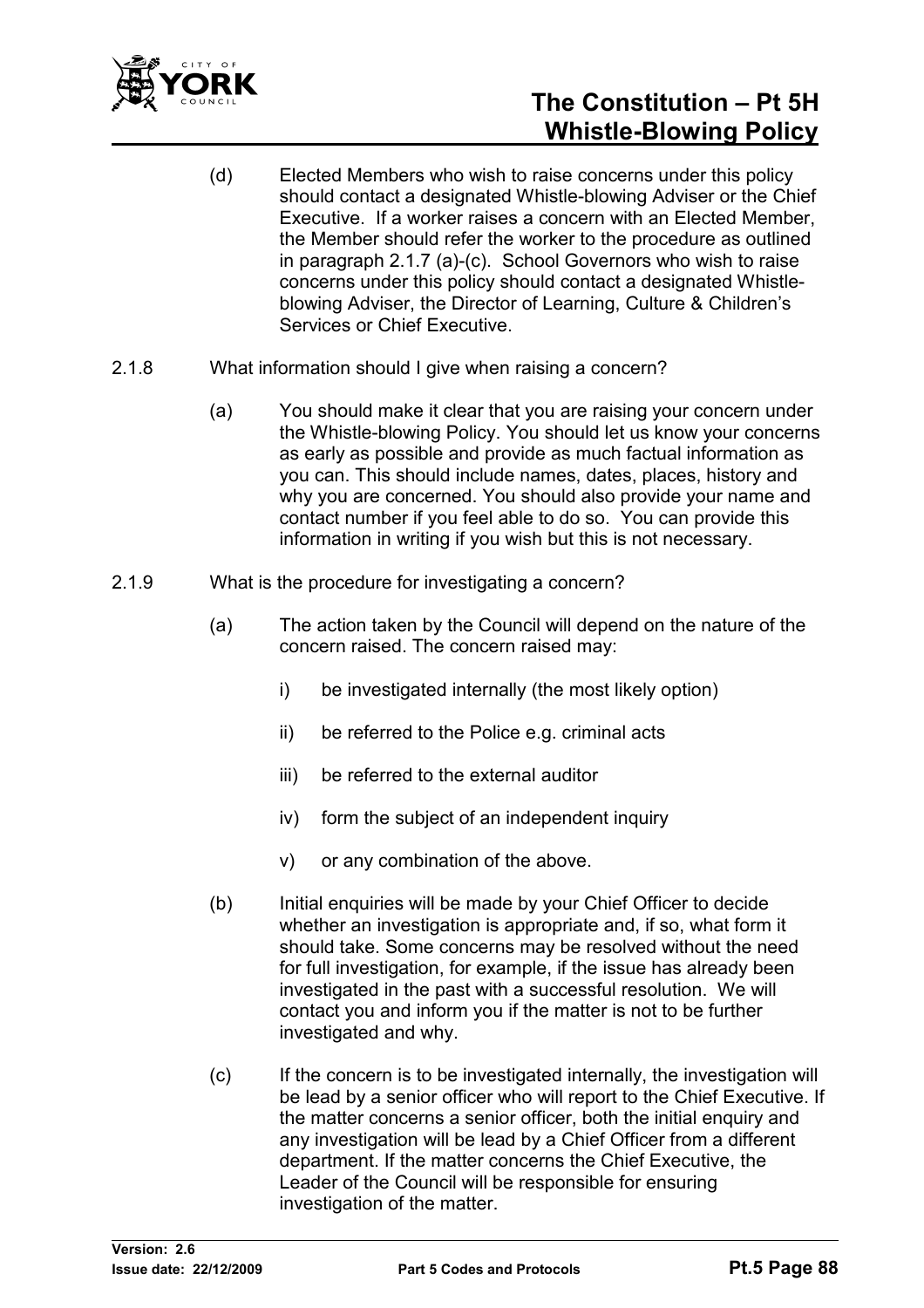(d) Elected Members who wish to raise concerns under this policy should contact a designated Whistle-blowing Adviser or the Chief Executive. If a worker raises a concern with an Elected Member, the Member should refer the worker to the procedure as outlined in paragraph 2.1.7 (a)-(c). School Governors who wish to raise concerns under this policy should contact a designated Whistle-blowing Adviser, the Director of Learning, Culture & Children's Services or Chief Executive.

2.1.8 What information should I give when raising a concern?

(a) You should make it clear that you are raising your concern under the Whistle-blowing Policy. You should let us know your concerns as early as possible and provide as much factual information as you can. This should include names, dates, places, history and why you are concerned. You should also provide your name and contact number if you feel able to do so. You can provide this information in writing if you wish but this is not necessary.

2.1.9 What is the procedure for investigating a concern?

(a) The action taken by the Council will depend on the nature of the concern raised. The concern raised may:

i) be investigated internally (the most likely option)

ii) be referred to the Police e.g. criminal acts

iii) be referred to the external auditor

iv) form the subject of an independent inquiry

v) or any combination of the above.

(b) Initial enquiries will be made by your Chief Officer to decide whether an investigation is appropriate and, if so, what form it should take. Some concerns may be resolved without the need for full investigation, for example, if the issue has already been investigated in the past with a successful resolution. We will contact you and inform you if the matter is not to be further investigated and why.

(c) If the concern is to be investigated internally, the investigation will be lead by a senior officer who will report to the Chief Executive. If the matter concerns a senior officer, both the initial enquiry and any investigation will be lead by a Chief Officer from a different department. If the matter concerns the Chief Executive, the Leader of the Council will be responsible for ensuring investigation of the matter.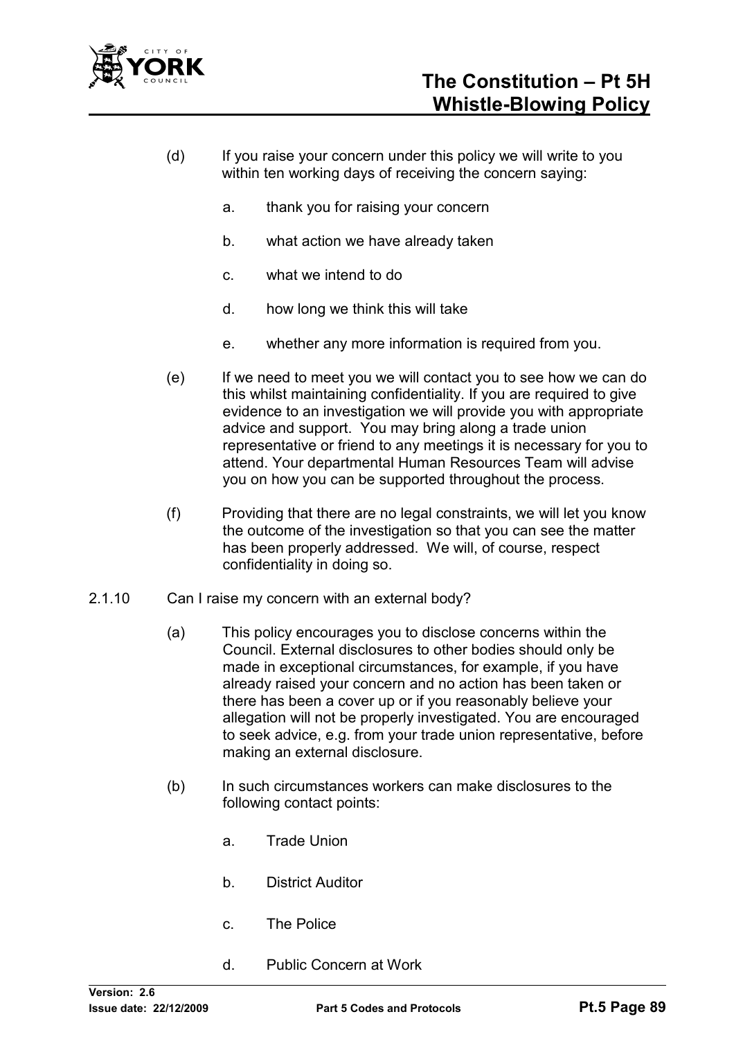(d) If you raise your concern under this policy we will write to you within ten working days of receiving the concern saying:

   a. thank you for raising your concern

   b. what action we have already taken

   c. what we intend to do

   d. how long we think this will take

   e. whether any more information is required from you.

(e) If we need to meet you we will contact you to see how we can do this whilst maintaining confidentiality. If you are required to give evidence to an investigation we will provide you with appropriate advice and support. You may bring along a trade union representative or friend to any meetings it is necessary for you to attend. Your departmental Human Resources Team will advise you on how you can be supported throughout the process.

(f) Providing that there are no legal constraints, we will let you know the outcome of the investigation so that you can see the matter has been properly addressed. We will, of course, respect confidentiality in doing so.

2.1.10 Can I raise my concern with an external body?

(a) This policy encourages you to disclose concerns within the Council. External disclosures to other bodies should only be made in exceptional circumstances, for example, if you have already raised your concern and no action has been taken or there has been a cover up or if you reasonably believe your allegation will not be properly investigated. You are encouraged to seek advice, e.g. from your trade union representative, before making an external disclosure.

(b) In such circumstances workers can make disclosures to the following contact points:

   a. Trade Union

   b. District Auditor

   c. The Police

   d. Public Concern at Work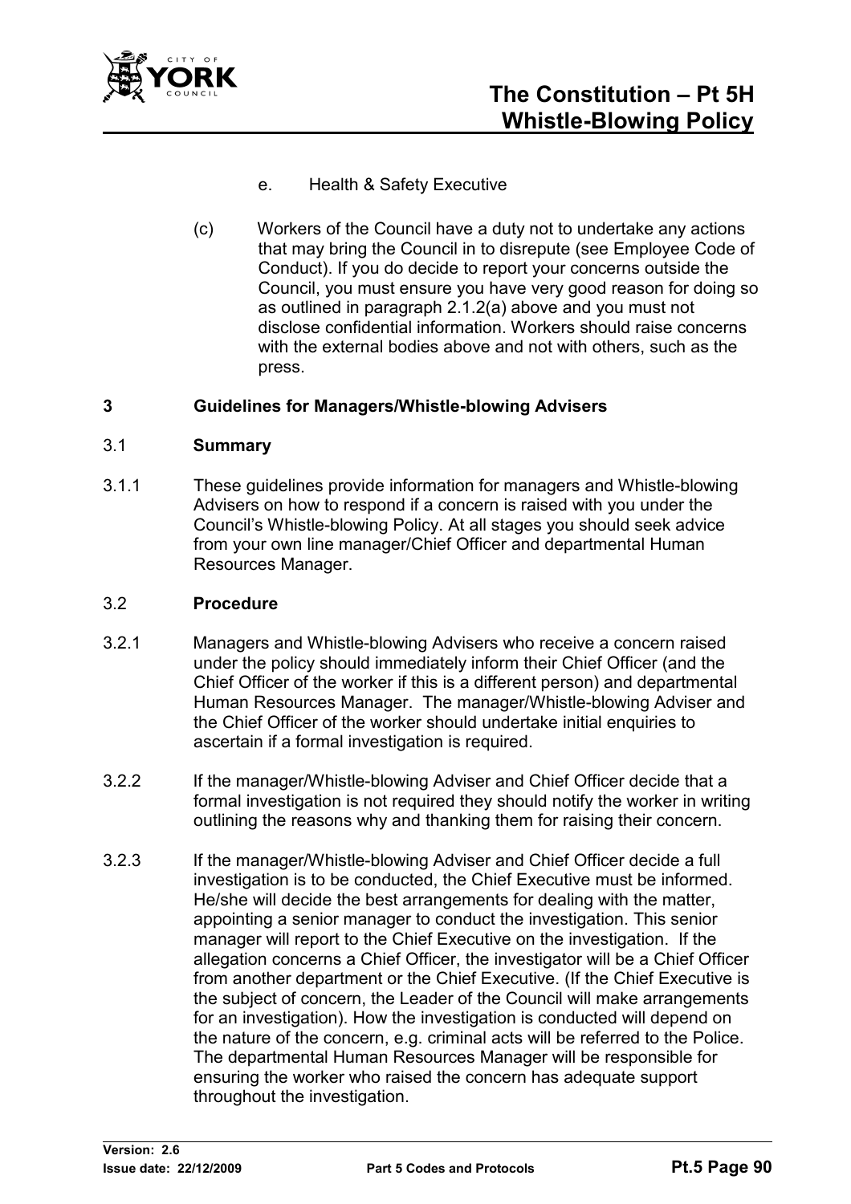e. Health & Safety Executive

(c) Workers of the Council have a duty not to undertake any actions that may bring the Council in to disrepute (see Employee Code of Conduct). If you do decide to report your concerns outside the Council, you must ensure you have very good reason for doing so as outlined in paragraph 2.1.2(a) above and you must not disclose confidential information. Workers should raise concerns with the external bodies above and not with others, such as the press.

## 3 Guidelines for Managers/Whistle-blowing Advisers

### 3.1 Summary

3.1.1 These guidelines provide information for managers and Whistle-blowing Advisers on how to respond if a concern is raised with you under the Council's Whistle-blowing Policy. At all stages you should seek advice from your own line manager/Chief Officer and departmental Human Resources Manager.

### 3.2 Procedure

3.2.1 Managers and Whistle-blowing Advisers who receive a concern raised under the policy should immediately inform their Chief Officer (and the Chief Officer of the worker if this is a different person) and departmental Human Resources Manager. The manager/Whistle-blowing Adviser and the Chief Officer of the worker should undertake initial enquiries to ascertain if a formal investigation is required.

3.2.2 If the manager/Whistle-blowing Adviser and Chief Officer decide that a formal investigation is not required they should notify the worker in writing outlining the reasons why and thanking them for raising their concern.

3.2.3 If the manager/Whistle-blowing Adviser and Chief Officer decide a full investigation is to be conducted, the Chief Executive must be informed. He/she will decide the best arrangements for dealing with the matter, appointing a senior manager to conduct the investigation. This senior manager will report to the Chief Executive on the investigation. If the allegation concerns a Chief Officer, the investigator will be a Chief Officer from another department or the Chief Executive. (If the Chief Executive is the subject of concern, the Leader of the Council will make arrangements for an investigation). How the investigation is conducted will depend on the nature of the concern, e.g. criminal acts will be referred to the Police. The departmental Human Resources Manager will be responsible for ensuring the worker who raised the concern has adequate support throughout the investigation.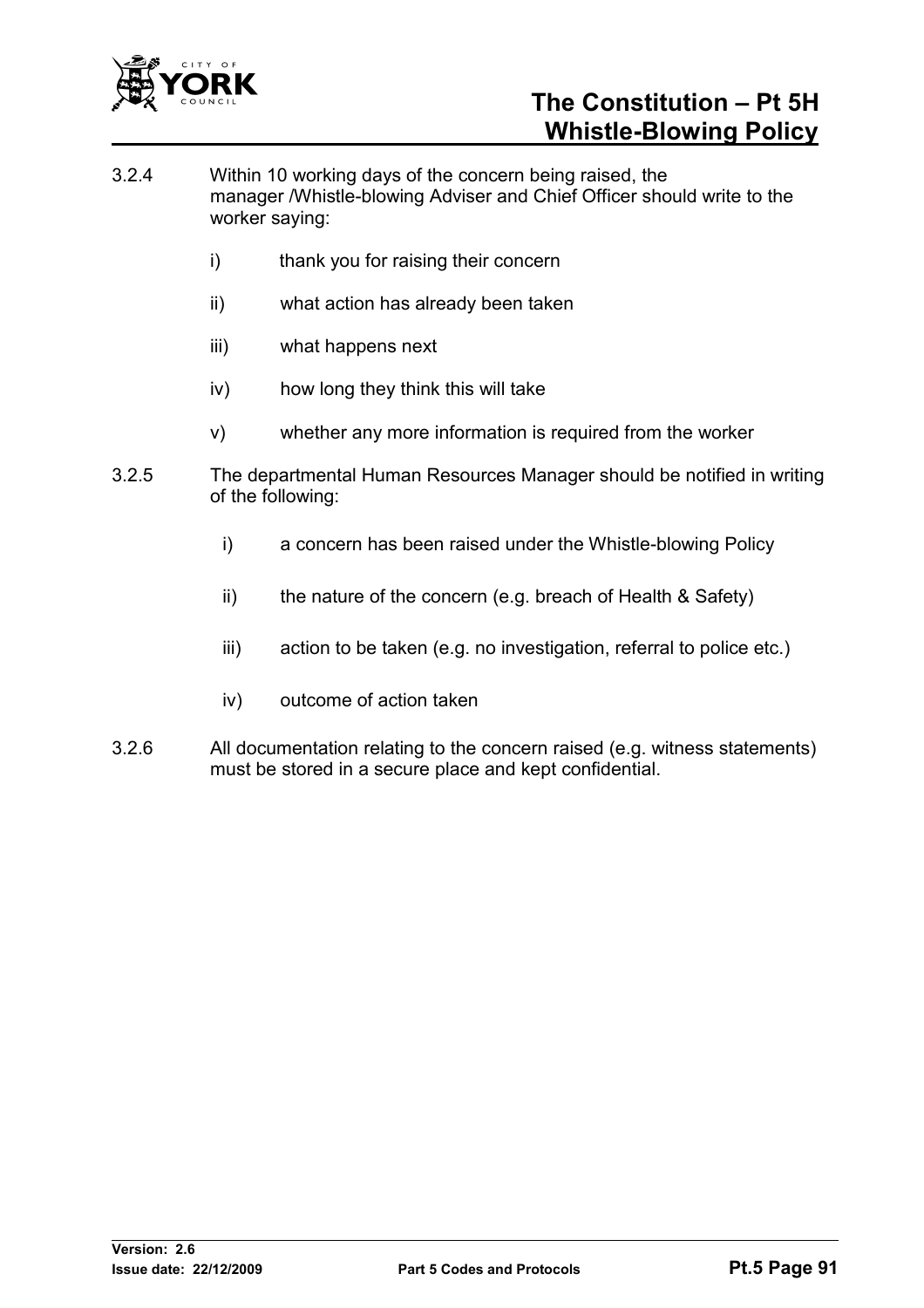3.2.4 Within 10 working days of the concern being raised, the manager /Whistle-blowing Adviser and Chief Officer should write to the worker saying:

- i) thank you for raising their concern
- ii) what action has already been taken
- iii) what happens next
- iv) how long they think this will take
- v) whether any more information is required from the worker

3.2.5 The departmental Human Resources Manager should be notified in writing of the following:

- i) a concern has been raised under the Whistle-blowing Policy
- ii) the nature of the concern (e.g. breach of Health & Safety)
- iii) action to be taken (e.g. no investigation, referral to police etc.)
- iv) outcome of action taken

3.2.6 All documentation relating to the concern raised (e.g. witness statements) must be stored in a secure place and kept confidential.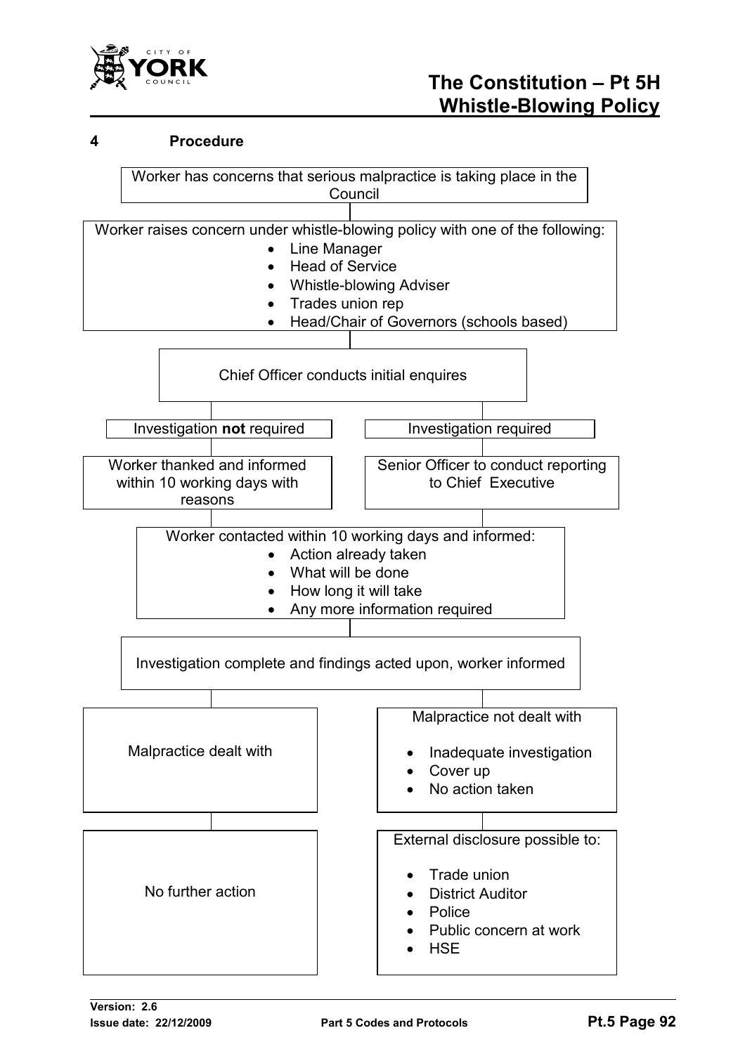## 4 Procedure

Worker has concerns that serious malpractice is taking place in the Council

Worker raises concern under whistle-blowing policy with one of the following:

- Line Manager
- Head of Service
- Whistle-blowing Adviser
- Trades union rep
- Head/Chair of Governors (schools based)

Chief Officer conducts initial enquires

Investigation **not** required

Worker thanked and informed within 10 working days with reasons

Investigation required

Senior Officer to conduct reporting to Chief Executive

Worker contacted within 10 working days and informed:

- Action already taken
- What will be done
- How long it will take
- Any more information required

Investigation complete and findings acted upon, worker informed

Malpractice dealt with

No further action

Malpractice not dealt with

- Inadequate investigation
- Cover up
- No action taken

External disclosure possible to:

- Trade union
- District Auditor
- Police
- Public concern at work
- HSE